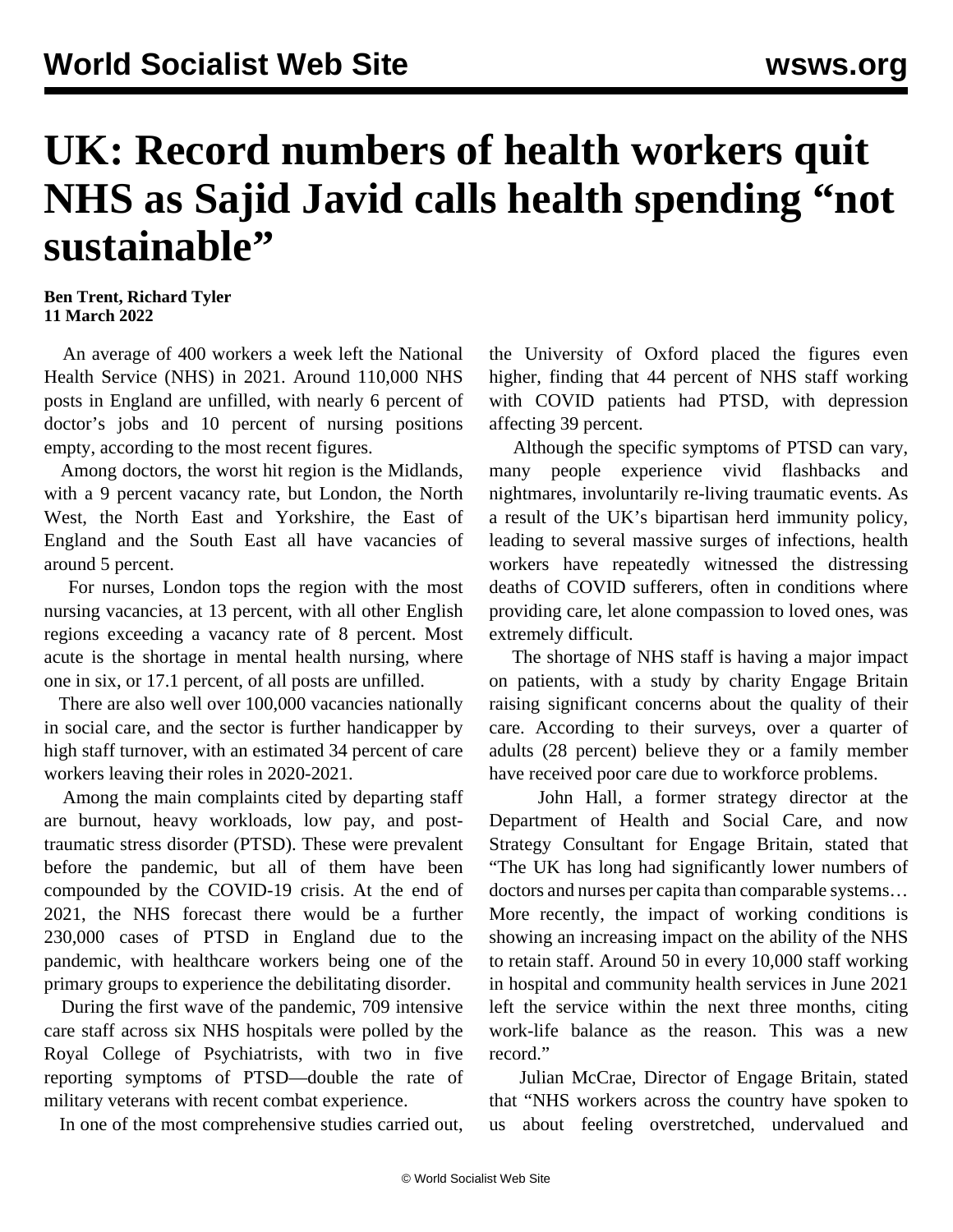# UK: Record numbers of health workers quit NHS as Sajid Javid calls health spending "not sustainable"

**Ben Trent, Richard Tyler**
**11 March 2022**

An average of 400 workers a week left the National Health Service (NHS) in 2021. Around 110,000 NHS posts in England are unfilled, with nearly 6 percent of doctor's jobs and 10 percent of nursing positions empty, according to the most recent figures.

Among doctors, the worst hit region is the Midlands, with a 9 percent vacancy rate, but London, the North West, the North East and Yorkshire, the East of England and the South East all have vacancies of around 5 percent.

For nurses, London tops the region with the most nursing vacancies, at 13 percent, with all other English regions exceeding a vacancy rate of 8 percent. Most acute is the shortage in mental health nursing, where one in six, or 17.1 percent, of all posts are unfilled.

There are also well over 100,000 vacancies nationally in social care, and the sector is further handicapper by high staff turnover, with an estimated 34 percent of care workers leaving their roles in 2020-2021.

Among the main complaints cited by departing staff are burnout, heavy workloads, low pay, and post-traumatic stress disorder (PTSD). These were prevalent before the pandemic, but all of them have been compounded by the COVID-19 crisis. At the end of 2021, the NHS forecast there would be a further 230,000 cases of PTSD in England due to the pandemic, with healthcare workers being one of the primary groups to experience the debilitating disorder.

During the first wave of the pandemic, 709 intensive care staff across six NHS hospitals were polled by the Royal College of Psychiatrists, with two in five reporting symptoms of PTSD—double the rate of military veterans with recent combat experience.

In one of the most comprehensive studies carried out, the University of Oxford placed the figures even higher, finding that 44 percent of NHS staff working with COVID patients had PTSD, with depression affecting 39 percent.

Although the specific symptoms of PTSD can vary, many people experience vivid flashbacks and nightmares, involuntarily re-living traumatic events. As a result of the UK's bipartisan herd immunity policy, leading to several massive surges of infections, health workers have repeatedly witnessed the distressing deaths of COVID sufferers, often in conditions where providing care, let alone compassion to loved ones, was extremely difficult.

The shortage of NHS staff is having a major impact on patients, with a study by charity Engage Britain raising significant concerns about the quality of their care. According to their surveys, over a quarter of adults (28 percent) believe they or a family member have received poor care due to workforce problems.

John Hall, a former strategy director at the Department of Health and Social Care, and now Strategy Consultant for Engage Britain, stated that "The UK has long had significantly lower numbers of doctors and nurses per capita than comparable systems… More recently, the impact of working conditions is showing an increasing impact on the ability of the NHS to retain staff. Around 50 in every 10,000 staff working in hospital and community health services in June 2021 left the service within the next three months, citing work-life balance as the reason. This was a new record."

Julian McCrae, Director of Engage Britain, stated that "NHS workers across the country have spoken to us about feeling overstretched, undervalued and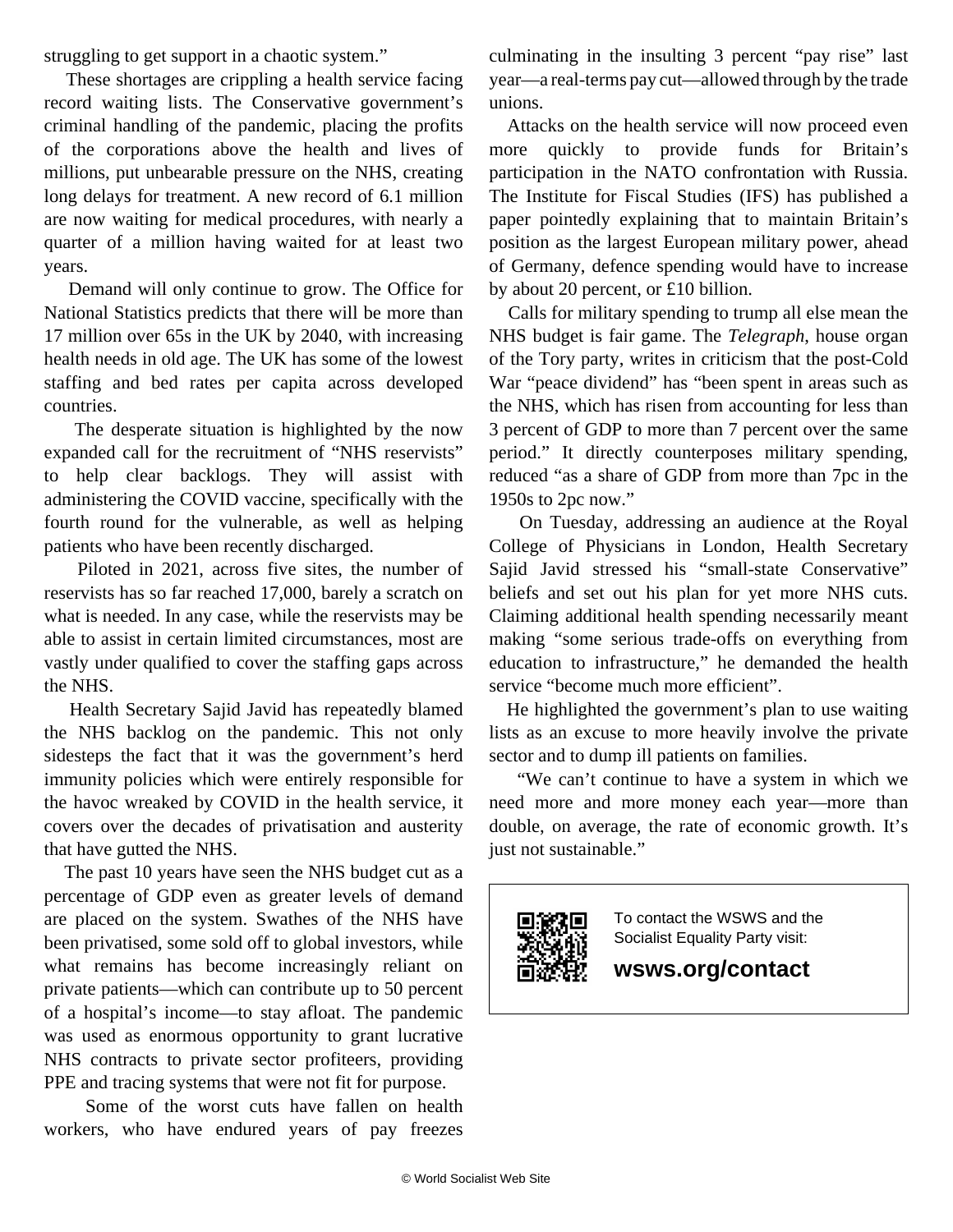struggling to get support in a chaotic system."

These shortages are crippling a health service facing record waiting lists. The Conservative government's criminal handling of the pandemic, placing the profits of the corporations above the health and lives of millions, put unbearable pressure on the NHS, creating long delays for treatment. A new record of 6.1 million are now waiting for medical procedures, with nearly a quarter of a million having waited for at least two years.

Demand will only continue to grow. The Office for National Statistics predicts that there will be more than 17 million over 65s in the UK by 2040, with increasing health needs in old age. The UK has some of the lowest staffing and bed rates per capita across developed countries.

The desperate situation is highlighted by the now expanded call for the recruitment of "NHS reservists" to help clear backlogs. They will assist with administering the COVID vaccine, specifically with the fourth round for the vulnerable, as well as helping patients who have been recently discharged.

Piloted in 2021, across five sites, the number of reservists has so far reached 17,000, barely a scratch on what is needed. In any case, while the reservists may be able to assist in certain limited circumstances, most are vastly under qualified to cover the staffing gaps across the NHS.

Health Secretary Sajid Javid has repeatedly blamed the NHS backlog on the pandemic. This not only sidesteps the fact that it was the government's herd immunity policies which were entirely responsible for the havoc wreaked by COVID in the health service, it covers over the decades of privatisation and austerity that have gutted the NHS.

The past 10 years have seen the NHS budget cut as a percentage of GDP even as greater levels of demand are placed on the system. Swathes of the NHS have been privatised, some sold off to global investors, while what remains has become increasingly reliant on private patients—which can contribute up to 50 percent of a hospital's income—to stay afloat. The pandemic was used as enormous opportunity to grant lucrative NHS contracts to private sector profiteers, providing PPE and tracing systems that were not fit for purpose.

Some of the worst cuts have fallen on health workers, who have endured years of pay freezes culminating in the insulting 3 percent "pay rise" last year—a real-terms pay cut—allowed through by the trade unions.

Attacks on the health service will now proceed even more quickly to provide funds for Britain's participation in the NATO confrontation with Russia. The Institute for Fiscal Studies (IFS) has published a paper pointedly explaining that to maintain Britain's position as the largest European military power, ahead of Germany, defence spending would have to increase by about 20 percent, or £10 billion.

Calls for military spending to trump all else mean the NHS budget is fair game. The *Telegraph*, house organ of the Tory party, writes in criticism that the post-Cold War "peace dividend" has "been spent in areas such as the NHS, which has risen from accounting for less than 3 percent of GDP to more than 7 percent over the same period." It directly counterposes military spending, reduced "as a share of GDP from more than 7pc in the 1950s to 2pc now."

On Tuesday, addressing an audience at the Royal College of Physicians in London, Health Secretary Sajid Javid stressed his "small-state Conservative" beliefs and set out his plan for yet more NHS cuts. Claiming additional health spending necessarily meant making "some serious trade-offs on everything from education to infrastructure," he demanded the health service "become much more efficient".

He highlighted the government's plan to use waiting lists as an excuse to more heavily involve the private sector and to dump ill patients on families.

"We can't continue to have a system in which we need more and more money each year—more than double, on average, the rate of economic growth. It's just not sustainable."

To contact the WSWS and the Socialist Equality Party visit:

**wsws.org/contact**